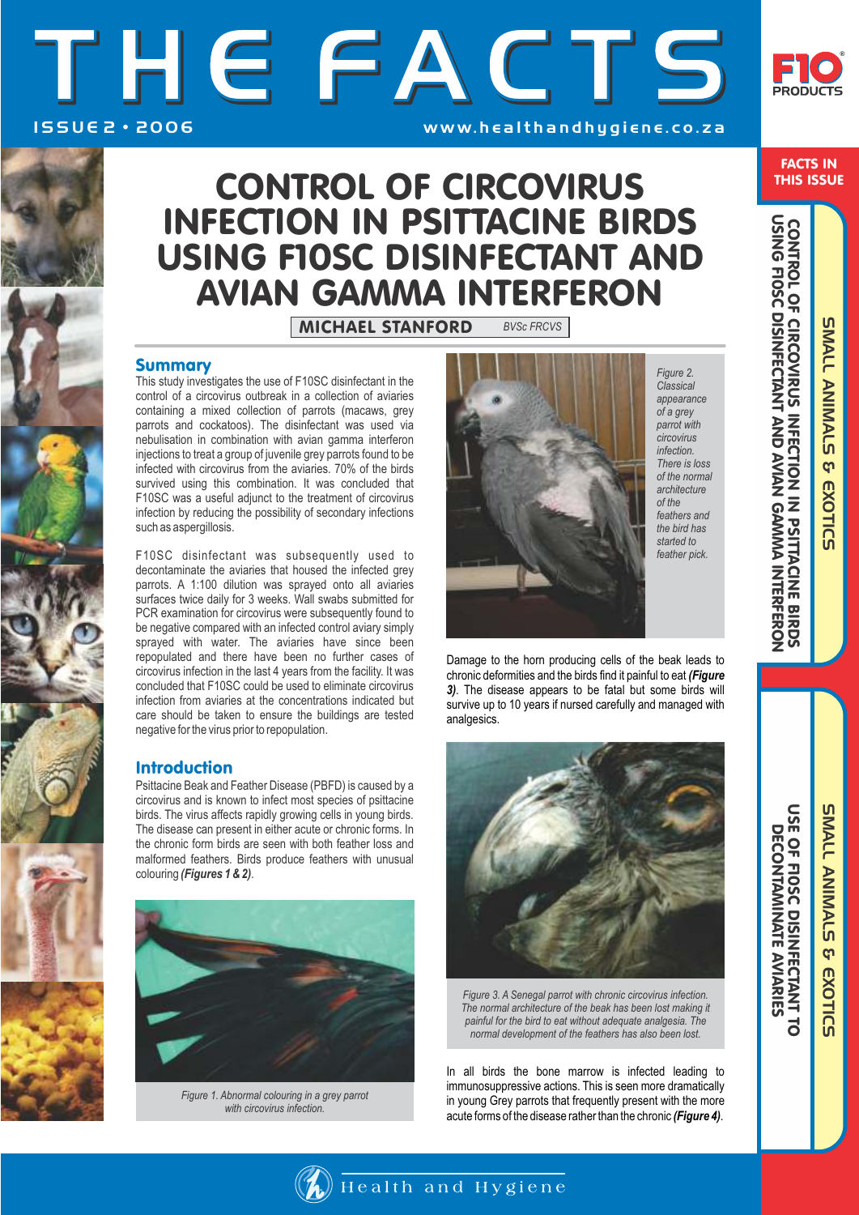# CONTROL OF CIRCOVIRUS INFECTION IN PSITTACINE BIRDS USING F10SC DISINFECTANT AND AVIAN GAMMA INTERFERON

**MICHAEL STANFORD** *BVSc FRCVS*

## Summary

This study investigates the use of F10SC disinfectant in the control of a circovirus outbreak in a collection of aviaries containing a mixed collection of parrots (macaws, grey parrots and cockatoos). The disinfectant was used via nebulisation in combination with avian gamma interferon injections to treat a group of juvenile grey parrots found to be infected with circovirus from the aviaries. 70% of the birds survived using this combination. It was concluded that F10SC was a useful adjunct to the treatment of circovirus infection by reducing the possibility of secondary infections such as aspergillosis.

F10SC disinfectant was subsequently used to decontaminate the aviaries that housed the infected grey parrots. A 1:100 dilution was sprayed onto all aviaries surfaces twice daily for 3 weeks. Wall swabs submitted for PCR examination for circovirus were subsequently found to be negative compared with an infected control aviary simply sprayed with water. The aviaries have since been repopulated and there have been no further cases of circovirus infection in the last 4 years from the facility. It was concluded that F10SC could be used to eliminate circovirus infection from aviaries at the concentrations indicated but care should be taken to ensure the buildings are tested negative for the virus prior to repopulation.

## Introduction

Psittacine Beak and Feather Disease (PBFD) is caused by a circovirus and is known to infect most species of psittacine birds. The virus affects rapidly growing cells in young birds. The disease can present in either acute or chronic forms. In the chronic form birds are seen with both feather loss and malformed feathers. Birds produce feathers with unusual colouring ***(Figures 1 & 2)***.

*Figure 1. Abnormal colouring in a grey parrot with circovirus infection.*

*Figure 2. Classical appearance of a grey parrot with circovirus infection. There is loss of the normal architecture of the feathers and the bird has started to feather pick.*

Damage to the horn producing cells of the beak leads to chronic deformities and the birds find it painful to eat ***(Figure 3)***. The disease appears to be fatal but some birds will survive up to 10 years if nursed carefully and managed with analgesics.

*Figure 3. A Senegal parrot with chronic circovirus infection. The normal architecture of the beak has been lost making it painful for the bird to eat without adequate analgesia. The normal development of the feathers has also been lost.*

In all birds the bone marrow is infected leading to immunosuppressive actions. This is seen more dramatically in young Grey parrots that frequently present with the more acute forms of the disease rather than the chronic ***(Figure 4)***.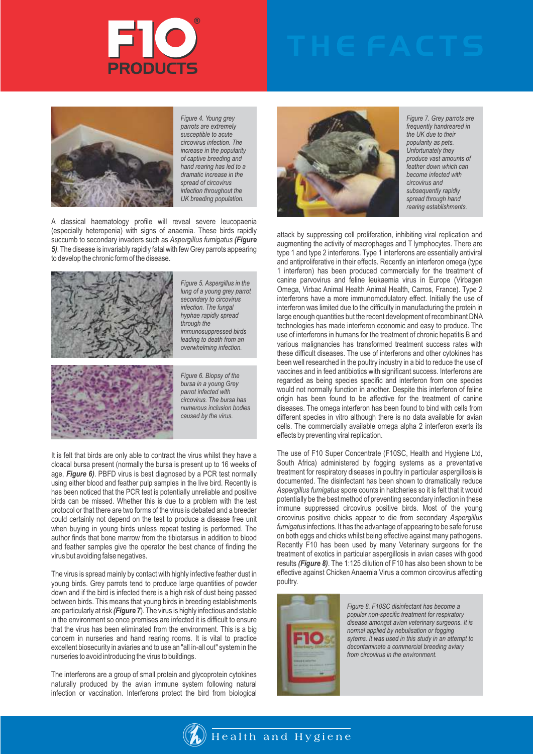Figure 4. Young grey parrots are extremely susceptible to acute circovirus infection. The increase in the popularity of captive breeding and hand rearing has led to a dramatic increase in the spread of circovirus infection throughout the UK breeding population.

A classical haematology profile will reveal severe leucopaenia (especially heteropenia) with signs of anaemia. These birds rapidly succumb to secondary invaders such as *Aspergillus fumigatus* ***(Figure 5)***. The disease is invariably rapidly fatal with few Grey parrots appearing to develop the chronic form of the disease.

Figure 5. Aspergillus in the lung of a young grey parrot secondary to circovirus infection. The fungal hyphae rapidly spread through the immunosuppressed birds leading to death from an overwhelming infection.

Figure 6. Biopsy of the bursa in a young Grey parrot infected with circovirus. The bursa has numerous inclusion bodies caused by the virus.

It is felt that birds are only able to contract the virus whilst they have a cloacal bursa present (normally the bursa is present up to 16 weeks of age, ***Figure 6)***. PBFD virus is best diagnosed by a PCR test normally using either blood and feather pulp samples in the live bird. Recently is has been noticed that the PCR test is potentially unreliable and positive birds can be missed. Whether this is due to a problem with the test protocol or that there are two forms of the virus is debated and a breeder could certainly not depend on the test to produce a disease free unit when buying in young birds unless repeat testing is performed. The author finds that bone marrow from the tibiotarsus in addition to blood and feather samples give the operator the best chance of finding the virus but avoiding false negatives.

The virus is spread mainly by contact with highly infective feather dust in young birds. Grey parrots tend to produce large quantities of powder down and if the bird is infected there is a high risk of dust being passed between birds. This means that young birds in breeding establishments are particularly at risk ***(Figure 7)***. The virus is highly infectious and stable in the environment so once premises are infected it is difficult to ensure that the virus has been eliminated from the environment. This is a big concern in nurseries and hand rearing rooms. It is vital to practice excellent biosecurity in aviaries and to use an "all in-all out" system in the nurseries to avoid introducing the virus to buildings.

The interferons are a group of small protein and glycoprotein cytokines naturally produced by the avian immune system following natural infection or vaccination. Interferons protect the bird from biological attack by suppressing cell proliferation, inhibiting viral replication and augmenting the activity of macrophages and T lymphocytes. There are type 1 and type 2 interferons. Type 1 interferons are essentially antiviral and antiproliferative in their effects. Recently an interferon omega (type 1 interferon) has been produced commercially for the treatment of canine parvovirus and feline leukaemia virus in Europe (Virbagen Omega, Virbac Animal Health Animal Health, Carros, France). Type 2 interferons have a more immunomodulatory effect. Initially the use of interferon was limited due to the difficulty in manufacturing the protein in large enough quantities but the recent development of recombinant DNA technologies has made interferon economic and easy to produce. The use of interferons in humans for the treatment of chronic hepatitis B and various malignancies has transformed treatment success rates with these difficult diseases. The use of interferons and other cytokines has been well researched in the poultry industry in a bid to reduce the use of vaccines and in feed antibiotics with significant success. Interferons are regarded as being species specific and interferon from one species would not normally function in another. Despite this interferon of feline origin has been found to be affective for the treatment of canine diseases. The omega interferon has been found to bind with cells from different species in vitro although there is no data available for avian cells. The commercially available omega alpha 2 interferon exerts its effects by preventing viral replication.

Figure 7. Grey parrots are frequently handreared in the UK due to their popularity as pets. Unfortunately they produce vast amounts of feather down which can become infected with circovirus and subsequently rapidly spread through hand rearing establishments.

The use of F10 Super Concentrate (F10SC, Health and Hygiene Ltd, South Africa) administered by fogging systems as a preventative treatment for respiratory diseases in poultry in particular aspergillosis is documented. The disinfectant has been shown to dramatically reduce *Aspergillus fumigatus* spore counts in hatcheries so it is felt that it would potentially be the best method of preventing secondary infection in these immune suppressed circovirus positive birds. Most of the young circovirus positive chicks appear to die from secondary *Aspergillus fumigatus* infections. It has the advantage of appearing to be safe for use on both eggs and chicks whilst being effective against many pathogens. Recently F10 has been used by many Veterinary surgeons for the treatment of exotics in particular aspergillosis in avian cases with good results ***(Figure 8)***. The 1:125 dilution of F10 has also been shown to be effective against Chicken Anaemia Virus a common circovirus affecting poultry.

Figure 8. F10SC disinfectant has become a popular non-specific treatment for respiratory disease amongst avian veterinary surgeons. It is normal applied by nebulisation or fogging sytems. It was used in this study in an attempt to decontaminate a commercial breeding aviary from circovirus in the environment.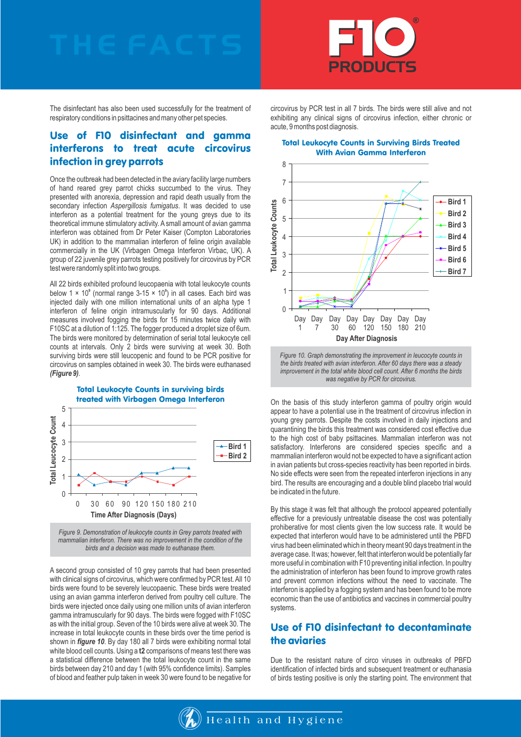The disinfectant has also been used successfully for the treatment of respiratory conditions in psittacines and many other pet species.

## Use of F10 disinfectant and gamma interferons to treat acute circovirus infection in grey parrots

Once the outbreak had been detected in the aviary facility large numbers of hand reared grey parrot chicks succumbed to the virus. They presented with anorexia, depression and rapid death usually from the secondary infection *Aspergillosis fumigatus*. It was decided to use interferon as a potential treatment for the young greys due to its theoretical immune stimulatory activity. A small amount of avian gamma interferon was obtained from Dr Peter Kaiser (Compton Laboratories UK) in addition to the mammalian interferon of feline origin available commercially in the UK (Virbagen Omega Interferon Virbac, UK). A group of 22 juvenile grey parrots testing positively for circovirus by PCR test were randomly split into two groups.

All 22 birds exhibited profound leucopaenia with total leukocyte counts below $1 \times 10^9$ (normal range $3\text{-}15 \times 10^9$) in all cases. Each bird was injected daily with one million international units of an alpha type 1 interferon of feline origin intramuscularly for 90 days. Additional measures involved fogging the birds for 15 minutes twice daily with F10SC at a dilution of 1:125. The fogger produced a droplet size of 6um. The birds were monitored by determination of serial total leukocyte cell counts at intervals. Only 2 birds were surviving at week 30. Both surviving birds were still leucopenic and found to be PCR positive for circovirus on samples obtained in week 30. The birds were euthanased ***(Figure 9)***.

**Total Leukocyte Counts in surviving birds treated with Virbagen Omega Interferon**

*Figure 9. Demonstration of leukocyte counts in Grey parrots treated with mammalian interferon. There was no improvement in the condition of the birds and a decision was made to euthanase them.*

A second group consisted of 10 grey parrots that had been presented with clinical signs of circovirus, which were confirmed by PCR test. All 10 birds were found to be severely leucopaenic. These birds were treated using an avian gamma interferon derived from poultry cell culture. The birds were injected once daily using one million units of avian interferon gamma intramuscularly for 90 days. The birds were fogged with F10SC as with the initial group. Seven of the 10 birds were alive at week 30. The increase in total leukocyte counts in these birds over the time period is shown in ***figure 10***. By day 180 all 7 birds were exhibiting normal total white blood cell counts. Using a **t2** comparisons of means test there was a statistical difference between the total leukocyte count in the same birds between day 210 and day 1 (with 95% confidence limits). Samples of blood and feather pulp taken in week 30 were found to be negative for circovirus by PCR test in all 7 birds. The birds were still alive and not exhibiting any clinical signs of circovirus infection, either chronic or acute, 9 months post diagnosis.

**Total Leukocyte Counts in Surviving Birds Treated With Avian Gamma Interferon**

*Figure 10. Graph demonstrating the improvement in leucocyte counts in the birds treated with avian interferon. After 60 days there was a steady improvement in the total white blood cell count. After 6 months the birds was negative by PCR for circovirus.*

On the basis of this study interferon gamma of poultry origin would appear to have a potential use in the treatment of circovirus infection in young grey parrots. Despite the costs involved in daily injections and quarantining the birds this treatment was considered cost effective due to the high cost of baby psittacines. Mammalian interferon was not satisfactory. Interferons are considered species specific and a mammalian interferon would not be expected to have a significant action in avian patients but cross-species reactivity has been reported in birds. No side effects were seen from the repeated interferon injections in any bird. The results are encouraging and a double blind placebo trial would be indicated in the future.

By this stage it was felt that although the protocol appeared potentially effective for a previously untreatable disease the cost was potentially prohiberative for most clients given the low success rate. It would be expected that interferon would have to be administered until the PBFD virus had been eliminated which in theory meant 90 days treatment in the average case. It was; however, felt that interferon would be potentially far more useful in combination with F10 preventing initial infection. In poultry the administration of interferon has been found to improve growth rates and prevent common infections without the need to vaccinate. The interferon is applied by a fogging system and has been found to be more economic than the use of antibiotics and vaccines in commercial poultry systems.

## Use of F10 disinfectant to decontaminate the aviaries

Due to the resistant nature of circo viruses in outbreaks of PBFD identification of infected birds and subsequent treatment or euthanasia of birds testing positive is only the starting point. The environment that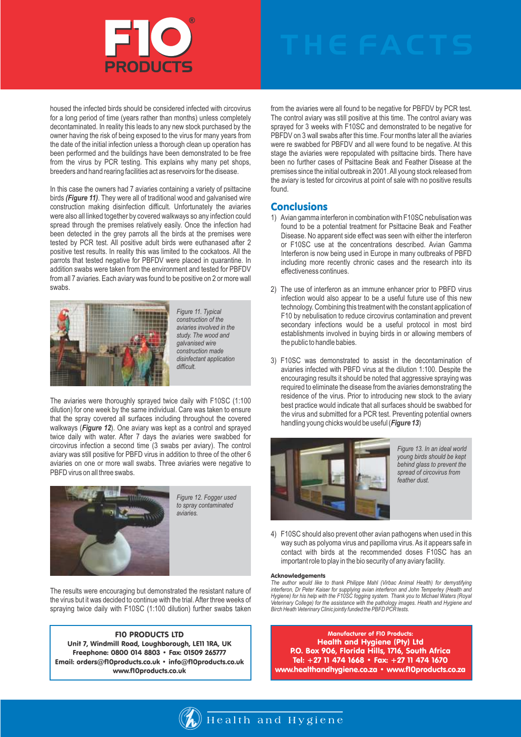housed the infected birds should be considered infected with circovirus for a long period of time (years rather than months) unless completely decontaminated. In reality this leads to any new stock purchased by the owner having the risk of being exposed to the virus for many years from the date of the initial infection unless a thorough clean up operation has been performed and the buildings have been demonstrated to be free from the virus by PCR testing. This explains why many pet shops, breeders and hand rearing facilities act as reservoirs for the disease.

In this case the owners had 7 aviaries containing a variety of psittacine birds ***(Figure 11)***. They were all of traditional wood and galvanised wire construction making disinfection difficult. Unfortunately the aviaries were also all linked together by covered walkways so any infection could spread through the premises relatively easily. Once the infection had been detected in the grey parrots all the birds at the premises were tested by PCR test. All positive adult birds were euthanased after 2 positive test results. In reality this was limited to the cockatoos. All the parrots that tested negative for PBFDV were placed in quarantine. In addition swabs were taken from the environment and tested for PBFDV from all 7 aviaries. Each aviary was found to be positive on 2 or more wall swabs.

*Figure 11. Typical construction of the aviaries involved in the study. The wood and galvanised wire construction made disinfectant application difficult.*

The aviaries were thoroughly sprayed twice daily with F10SC (1:100 dilution) for one week by the same individual. Care was taken to ensure that the spray covered all surfaces including throughout the covered walkways (***Figure 12***). One aviary was kept as a control and sprayed twice daily with water. After 7 days the aviaries were swabbed for circovirus infection a second time (3 swabs per aviary). The control aviary was still positive for PBFD virus in addition to three of the other 6 aviaries on one or more wall swabs. Three aviaries were negative to PBFD virus on all three swabs.

*Figure 12. Fogger used to spray contaminated aviaries.*

The results were encouraging but demonstrated the resistant nature of the virus but it was decided to continue with the trial. After three weeks of spraying twice daily with F10SC (1:100 dilution) further swabs taken from the aviaries were all found to be negative for PBFDV by PCR test. The control aviary was still positive at this time. The control aviary was sprayed for 3 weeks with F10SC and demonstrated to be negative for PBFDV on 3 wall swabs after this time. Four months later all the aviaries were re swabbed for PBFDV and all were found to be negative. At this stage the aviaries were repopulated with psittacine birds. There have been no further cases of Psittacine Beak and Feather Disease at the premises since the initial outbreak in 2001. All young stock released from the aviary is tested for circovirus at point of sale with no positive results found.

## Conclusions

1) Avian gamma interferon in combination with F10SC nebulisation was found to be a potential treatment for Psittacine Beak and Feather Disease. No apparent side effect was seen with either the interferon or F10SC use at the concentrations described. Avian Gamma Interferon is now being used in Europe in many outbreaks of PBFD including more recently chronic cases and the research into its effectiveness continues.

2) The use of interferon as an immune enhancer prior to PBFD virus infection would also appear to be a useful future use of this new technology. Combining this treatment with the constant application of F10 by nebulisation to reduce circovirus contamination and prevent secondary infections would be a useful protocol in most bird establishments involved in buying birds in or allowing members of the public to handle babies.

3) F10SC was demonstrated to assist in the decontamination of aviaries infected with PBFD virus at the dilution 1:100. Despite the encouraging results it should be noted that aggressive spraying was required to eliminate the disease from the aviaries demonstrating the residence of the virus. Prior to introducing new stock to the aviary best practice would indicate that all surfaces should be swabbed for the virus and submitted for a PCR test. Preventing potential owners handling young chicks would be useful (***Figure 13***)

*Figure 13. In an ideal world young birds should be kept behind glass to prevent the spread of circovirus from feather dust.*

4) F10SC should also prevent other avian pathogens when used in this way such as polyoma virus and papilloma virus. As it appears safe in contact with birds at the recommended doses F10SC has an important role to play in the bio security of any aviary facility.

**Acknowledgements**

*The author would like to thank Philippe Mahl (Virbac Animal Health) for demystifying interferon, Dr Peter Kaiser for supplying avian interferon and John Temperley (Health and Hygiene) for his help with the F10SC fogging system. Thank you to Michael Waters (Royal Veterinary College) for the assistance with the pathology images. Health and Hygiene and Birch Heath Veterinary Clinic jointly funded the PBFD PCR tests.*

**F10 PRODUCTS LTD**
**Unit 7, Windmill Road, Loughborough, LE11 1RA, UK**
**Freephone: 0800 014 8803 • Fax: 01509 265777**
**Email: orders@f10products.co.uk • info@f10products.co.uk**
**www.f10products.co.uk**

**Manufacturer of F10 Products:**
**Health and Hygiene (Pty) Ltd**
**P.O. Box 906, Florida Hills, 1716, South Africa**
**Tel: +27 11 474 1668 • Fax: +27 11 474 1670**
**www.healthandhygiene.co.za • www.f10products.co.za**